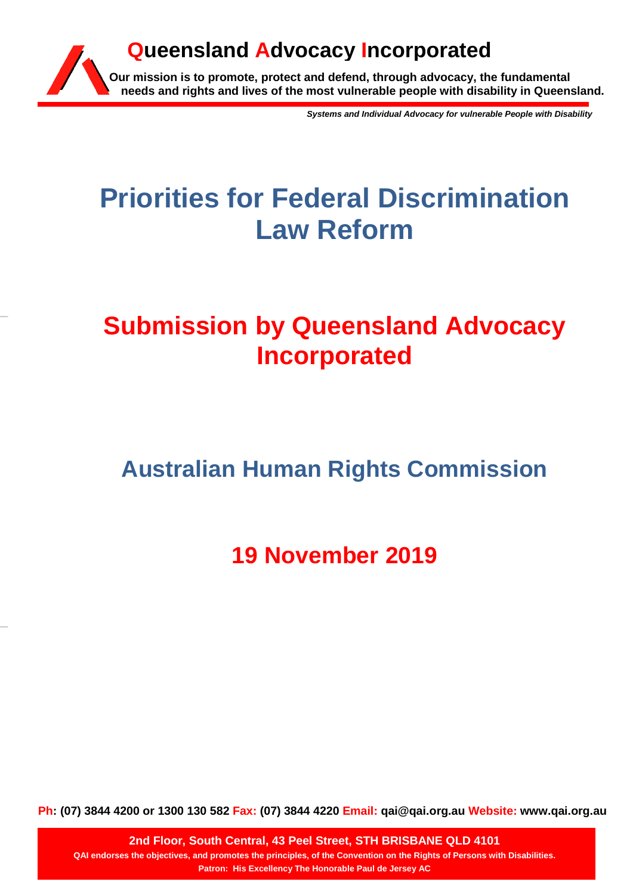# Queensland Advocacy Incorporated

**Our mission is to promote, protect and defend, through advocacy, the fundamental needs and rights and lives of the most vulnerable people with disability in Queensland.**

***Systems and Individual Advocacy for vulnerable People with Disability***

# Priorities for Federal Discrimination Law Reform

# Submission by Queensland Advocacy Incorporated

## Australian Human Rights Commission

## 19 November 2019

**Ph: (07) 3844 4200 or 1300 130 582 Fax: (07) 3844 4220 Email: qai@qai.org.au Website: www.qai.org.au**

**2nd Floor, South Central, 43 Peel Street, STH BRISBANE QLD 4101**

**QAI endorses the objectives, and promotes the principles, of the Convention on the Rights of Persons with Disabilities.**

**Patron: His Excellency The Honorable Paul de Jersey AC**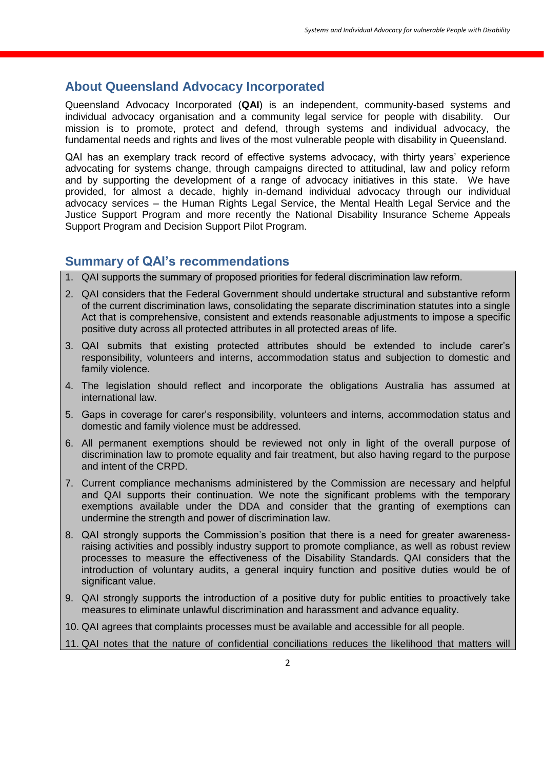## About Queensland Advocacy Incorporated

Queensland Advocacy Incorporated (**QAI**) is an independent, community-based systems and individual advocacy organisation and a community legal service for people with disability. Our mission is to promote, protect and defend, through systems and individual advocacy, the fundamental needs and rights and lives of the most vulnerable people with disability in Queensland.

QAI has an exemplary track record of effective systems advocacy, with thirty years' experience advocating for systems change, through campaigns directed to attitudinal, law and policy reform and by supporting the development of a range of advocacy initiatives in this state. We have provided, for almost a decade, highly in-demand individual advocacy through our individual advocacy services – the Human Rights Legal Service, the Mental Health Legal Service and the Justice Support Program and more recently the National Disability Insurance Scheme Appeals Support Program and Decision Support Pilot Program.

## Summary of QAI's recommendations

1. QAI supports the summary of proposed priorities for federal discrimination law reform.
2. QAI considers that the Federal Government should undertake structural and substantive reform of the current discrimination laws, consolidating the separate discrimination statutes into a single Act that is comprehensive, consistent and extends reasonable adjustments to impose a specific positive duty across all protected attributes in all protected areas of life.
3. QAI submits that existing protected attributes should be extended to include carer's responsibility, volunteers and interns, accommodation status and subjection to domestic and family violence.
4. The legislation should reflect and incorporate the obligations Australia has assumed at international law.
5. Gaps in coverage for carer's responsibility, volunteers and interns, accommodation status and domestic and family violence must be addressed.
6. All permanent exemptions should be reviewed not only in light of the overall purpose of discrimination law to promote equality and fair treatment, but also having regard to the purpose and intent of the CRPD.
7. Current compliance mechanisms administered by the Commission are necessary and helpful and QAI supports their continuation. We note the significant problems with the temporary exemptions available under the DDA and consider that the granting of exemptions can undermine the strength and power of discrimination law.
8. QAI strongly supports the Commission's position that there is a need for greater awareness-raising activities and possibly industry support to promote compliance, as well as robust review processes to measure the effectiveness of the Disability Standards. QAI considers that the introduction of voluntary audits, a general inquiry function and positive duties would be of significant value.
9. QAI strongly supports the introduction of a positive duty for public entities to proactively take measures to eliminate unlawful discrimination and harassment and advance equality.
10. QAI agrees that complaints processes must be available and accessible for all people.
11. QAI notes that the nature of confidential conciliations reduces the likelihood that matters will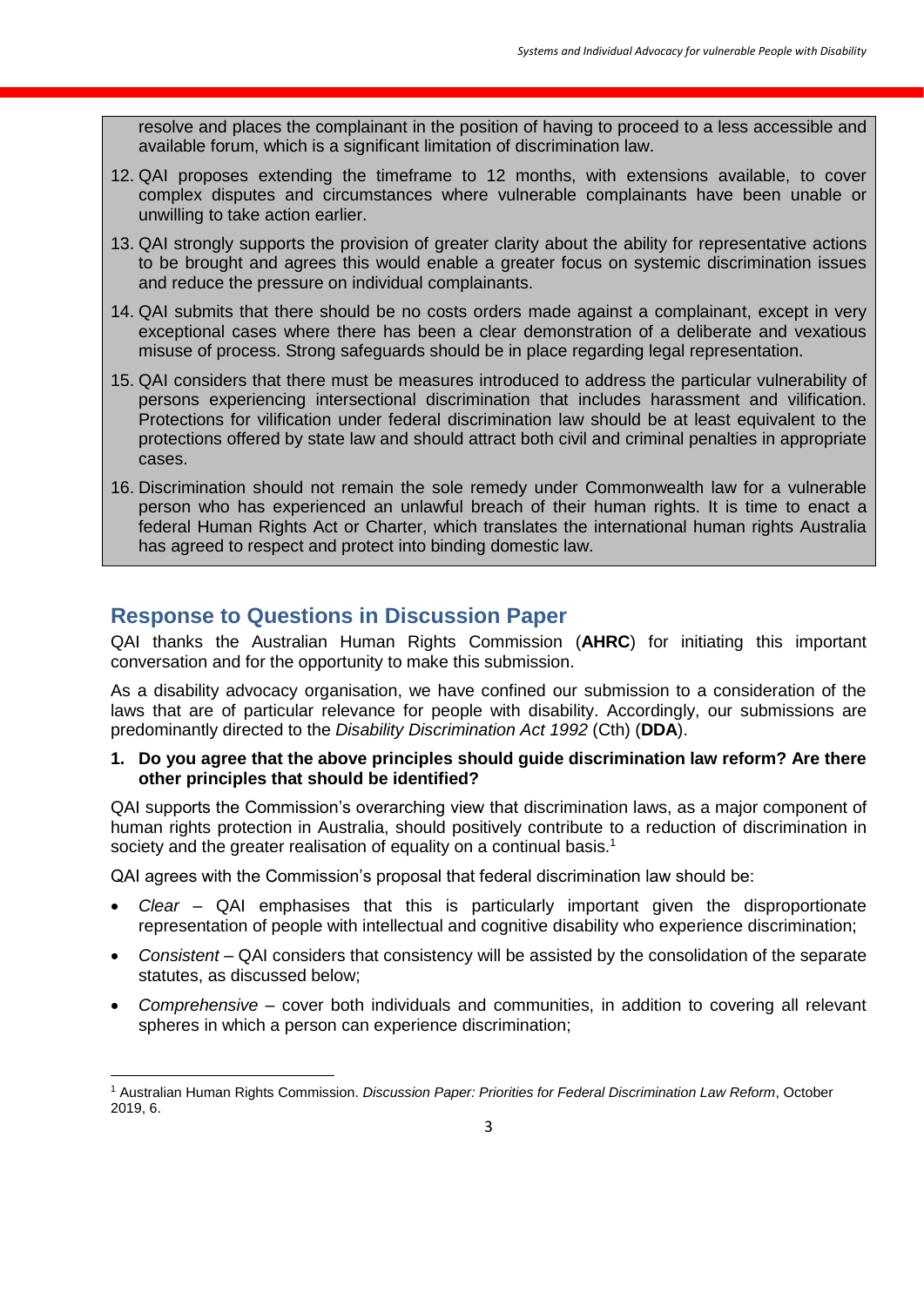resolve and places the complainant in the position of having to proceed to a less accessible and available forum, which is a significant limitation of discrimination law.

12. QAI proposes extending the timeframe to 12 months, with extensions available, to cover complex disputes and circumstances where vulnerable complainants have been unable or unwilling to take action earlier.
13. QAI strongly supports the provision of greater clarity about the ability for representative actions to be brought and agrees this would enable a greater focus on systemic discrimination issues and reduce the pressure on individual complainants.
14. QAI submits that there should be no costs orders made against a complainant, except in very exceptional cases where there has been a clear demonstration of a deliberate and vexatious misuse of process. Strong safeguards should be in place regarding legal representation.
15. QAI considers that there must be measures introduced to address the particular vulnerability of persons experiencing intersectional discrimination that includes harassment and vilification. Protections for vilification under federal discrimination law should be at least equivalent to the protections offered by state law and should attract both civil and criminal penalties in appropriate cases.
16. Discrimination should not remain the sole remedy under Commonwealth law for a vulnerable person who has experienced an unlawful breach of their human rights. It is time to enact a federal Human Rights Act or Charter, which translates the international human rights Australia has agreed to respect and protect into binding domestic law.

## Response to Questions in Discussion Paper

QAI thanks the Australian Human Rights Commission (**AHRC**) for initiating this important conversation and for the opportunity to make this submission.

As a disability advocacy organisation, we have confined our submission to a consideration of the laws that are of particular relevance for people with disability. Accordingly, our submissions are predominantly directed to the *Disability Discrimination Act 1992* (Cth) (**DDA**).

**1. Do you agree that the above principles should guide discrimination law reform? Are there other principles that should be identified?**

QAI supports the Commission's overarching view that discrimination laws, as a major component of human rights protection in Australia, should positively contribute to a reduction of discrimination in society and the greater realisation of equality on a continual basis.[1]

QAI agrees with the Commission's proposal that federal discrimination law should be:

- *Clear* – QAI emphasises that this is particularly important given the disproportionate representation of people with intellectual and cognitive disability who experience discrimination;
- *Consistent* – QAI considers that consistency will be assisted by the consolidation of the separate statutes, as discussed below;
- *Comprehensive* – cover both individuals and communities, in addition to covering all relevant spheres in which a person can experience discrimination;

[1] Australian Human Rights Commission. *Discussion Paper: Priorities for Federal Discrimination Law Reform*, October 2019, 6.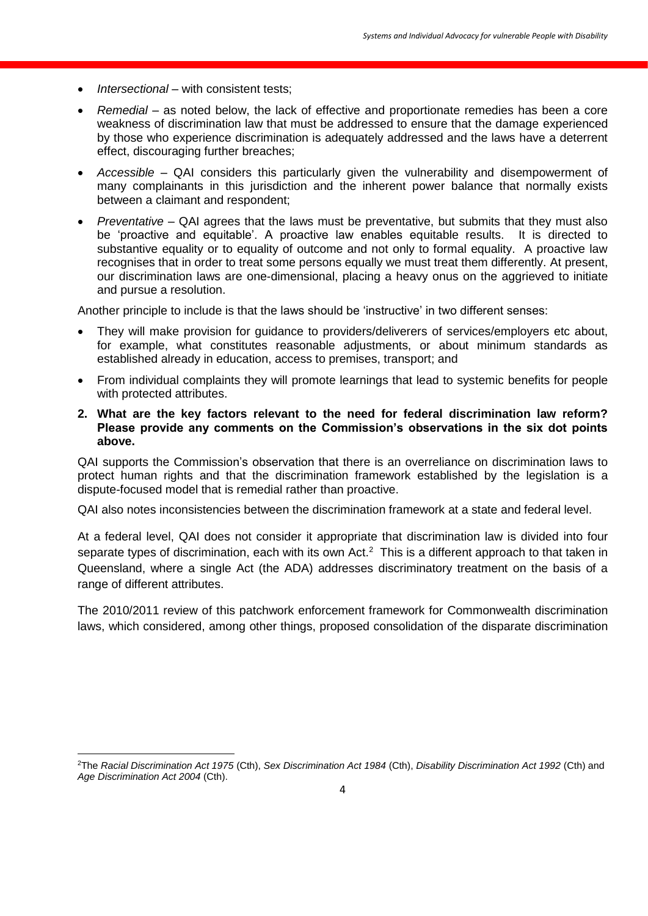- *Intersectional* – with consistent tests;
- *Remedial* – as noted below, the lack of effective and proportionate remedies has been a core weakness of discrimination law that must be addressed to ensure that the damage experienced by those who experience discrimination is adequately addressed and the laws have a deterrent effect, discouraging further breaches;
- *Accessible* – QAI considers this particularly given the vulnerability and disempowerment of many complainants in this jurisdiction and the inherent power balance that normally exists between a claimant and respondent;
- *Preventative* – QAI agrees that the laws must be preventative, but submits that they must also be 'proactive and equitable'. A proactive law enables equitable results. It is directed to substantive equality or to equality of outcome and not only to formal equality. A proactive law recognises that in order to treat some persons equally we must treat them differently. At present, our discrimination laws are one-dimensional, placing a heavy onus on the aggrieved to initiate and pursue a resolution.

Another principle to include is that the laws should be 'instructive' in two different senses:

- They will make provision for guidance to providers/deliverers of services/employers etc about, for example, what constitutes reasonable adjustments, or about minimum standards as established already in education, access to premises, transport; and
- From individual complaints they will promote learnings that lead to systemic benefits for people with protected attributes.

**2. What are the key factors relevant to the need for federal discrimination law reform? Please provide any comments on the Commission's observations in the six dot points above.**

QAI supports the Commission's observation that there is an overreliance on discrimination laws to protect human rights and that the discrimination framework established by the legislation is a dispute-focused model that is remedial rather than proactive.

QAI also notes inconsistencies between the discrimination framework at a state and federal level.

At a federal level, QAI does not consider it appropriate that discrimination law is divided into four separate types of discrimination, each with its own Act.[2] This is a different approach to that taken in Queensland, where a single Act (the ADA) addresses discriminatory treatment on the basis of a range of different attributes.

The 2010/2011 review of this patchwork enforcement framework for Commonwealth discrimination laws, which considered, among other things, proposed consolidation of the disparate discrimination

[2] The *Racial Discrimination Act 1975* (Cth), *Sex Discrimination Act 1984* (Cth), *Disability Discrimination Act 1992* (Cth) and *Age Discrimination Act 2004* (Cth).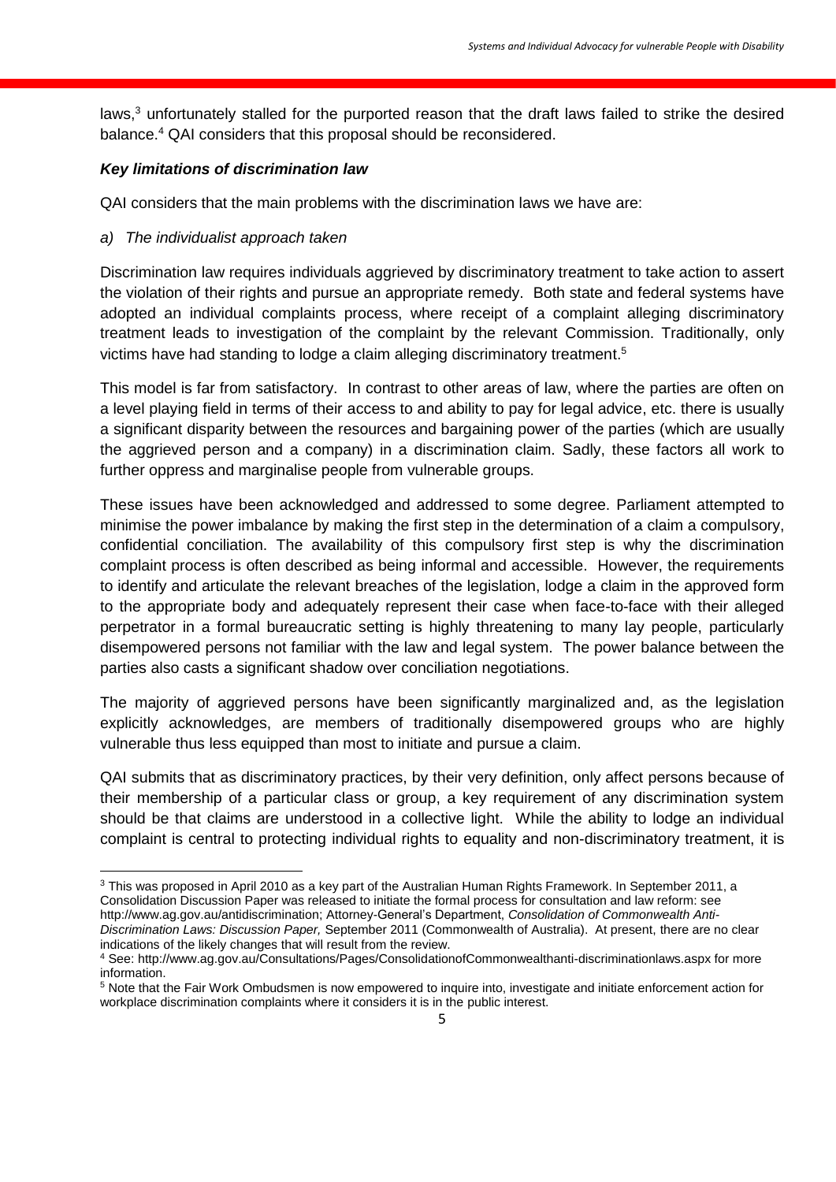laws,[3] unfortunately stalled for the purported reason that the draft laws failed to strike the desired balance.[4] QAI considers that this proposal should be reconsidered.

***Key limitations of discrimination law***

QAI considers that the main problems with the discrimination laws we have are:

*a) The individualist approach taken*

Discrimination law requires individuals aggrieved by discriminatory treatment to take action to assert the violation of their rights and pursue an appropriate remedy. Both state and federal systems have adopted an individual complaints process, where receipt of a complaint alleging discriminatory treatment leads to investigation of the complaint by the relevant Commission. Traditionally, only victims have had standing to lodge a claim alleging discriminatory treatment.[5]

This model is far from satisfactory. In contrast to other areas of law, where the parties are often on a level playing field in terms of their access to and ability to pay for legal advice, etc. there is usually a significant disparity between the resources and bargaining power of the parties (which are usually the aggrieved person and a company) in a discrimination claim. Sadly, these factors all work to further oppress and marginalise people from vulnerable groups.

These issues have been acknowledged and addressed to some degree. Parliament attempted to minimise the power imbalance by making the first step in the determination of a claim a compulsory, confidential conciliation. The availability of this compulsory first step is why the discrimination complaint process is often described as being informal and accessible. However, the requirements to identify and articulate the relevant breaches of the legislation, lodge a claim in the approved form to the appropriate body and adequately represent their case when face-to-face with their alleged perpetrator in a formal bureaucratic setting is highly threatening to many lay people, particularly disempowered persons not familiar with the law and legal system. The power balance between the parties also casts a significant shadow over conciliation negotiations.

The majority of aggrieved persons have been significantly marginalized and, as the legislation explicitly acknowledges, are members of traditionally disempowered groups who are highly vulnerable thus less equipped than most to initiate and pursue a claim.

QAI submits that as discriminatory practices, by their very definition, only affect persons because of their membership of a particular class or group, a key requirement of any discrimination system should be that claims are understood in a collective light. While the ability to lodge an individual complaint is central to protecting individual rights to equality and non-discriminatory treatment, it is

---

[3] This was proposed in April 2010 as a key part of the Australian Human Rights Framework. In September 2011, a Consolidation Discussion Paper was released to initiate the formal process for consultation and law reform: see http://www.ag.gov.au/antidiscrimination; Attorney-General's Department, *Consolidation of Commonwealth Anti-Discrimination Laws: Discussion Paper,* September 2011 (Commonwealth of Australia). At present, there are no clear indications of the likely changes that will result from the review.

[4] See: http://www.ag.gov.au/Consultations/Pages/ConsolidationofCommonwealthanti-discriminationlaws.aspx for more information.

[5] Note that the Fair Work Ombudsmen is now empowered to inquire into, investigate and initiate enforcement action for workplace discrimination complaints where it considers it is in the public interest.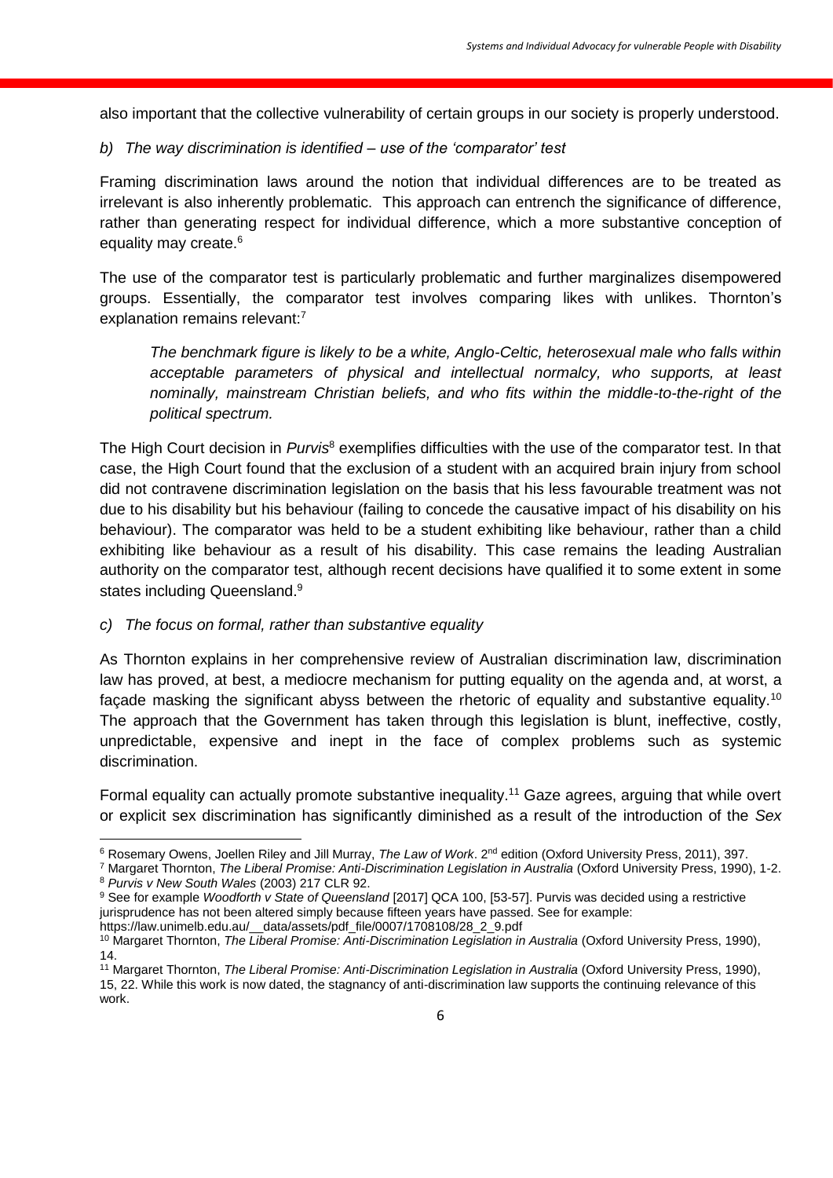also important that the collective vulnerability of certain groups in our society is properly understood.

*b) The way discrimination is identified – use of the 'comparator' test*

Framing discrimination laws around the notion that individual differences are to be treated as irrelevant is also inherently problematic. This approach can entrench the significance of difference, rather than generating respect for individual difference, which a more substantive conception of equality may create.[6]

The use of the comparator test is particularly problematic and further marginalizes disempowered groups. Essentially, the comparator test involves comparing likes with unlikes. Thornton's explanation remains relevant:[7]

> *The benchmark figure is likely to be a white, Anglo-Celtic, heterosexual male who falls within acceptable parameters of physical and intellectual normalcy, who supports, at least nominally, mainstream Christian beliefs, and who fits within the middle-to-the-right of the political spectrum.*

The High Court decision in *Purvis*[8] exemplifies difficulties with the use of the comparator test. In that case, the High Court found that the exclusion of a student with an acquired brain injury from school did not contravene discrimination legislation on the basis that his less favourable treatment was not due to his disability but his behaviour (failing to concede the causative impact of his disability on his behaviour). The comparator was held to be a student exhibiting like behaviour, rather than a child exhibiting like behaviour as a result of his disability. This case remains the leading Australian authority on the comparator test, although recent decisions have qualified it to some extent in some states including Queensland.[9]

*c) The focus on formal, rather than substantive equality*

As Thornton explains in her comprehensive review of Australian discrimination law, discrimination law has proved, at best, a mediocre mechanism for putting equality on the agenda and, at worst, a façade masking the significant abyss between the rhetoric of equality and substantive equality.[10] The approach that the Government has taken through this legislation is blunt, ineffective, costly, unpredictable, expensive and inept in the face of complex problems such as systemic discrimination.

Formal equality can actually promote substantive inequality.[11] Gaze agrees, arguing that while overt or explicit sex discrimination has significantly diminished as a result of the introduction of the *Sex*

---

[6] Rosemary Owens, Joellen Riley and Jill Murray, *The Law of Work*. 2nd edition (Oxford University Press, 2011), 397.

[7] Margaret Thornton, *The Liberal Promise: Anti-Discrimination Legislation in Australia* (Oxford University Press, 1990), 1-2.

[8] *Purvis v New South Wales* (2003) 217 CLR 92.

[9] See for example *Woodforth v State of Queensland* [2017] QCA 100, [53-57]. Purvis was decided using a restrictive jurisprudence has not been altered simply because fifteen years have passed. See for example: https://law.unimelb.edu.au/__data/assets/pdf_file/0007/1708108/28_2_9.pdf

[10] Margaret Thornton, *The Liberal Promise: Anti-Discrimination Legislation in Australia* (Oxford University Press, 1990), 14.

[11] Margaret Thornton, *The Liberal Promise: Anti-Discrimination Legislation in Australia* (Oxford University Press, 1990), 15, 22. While this work is now dated, the stagnancy of anti-discrimination law supports the continuing relevance of this work.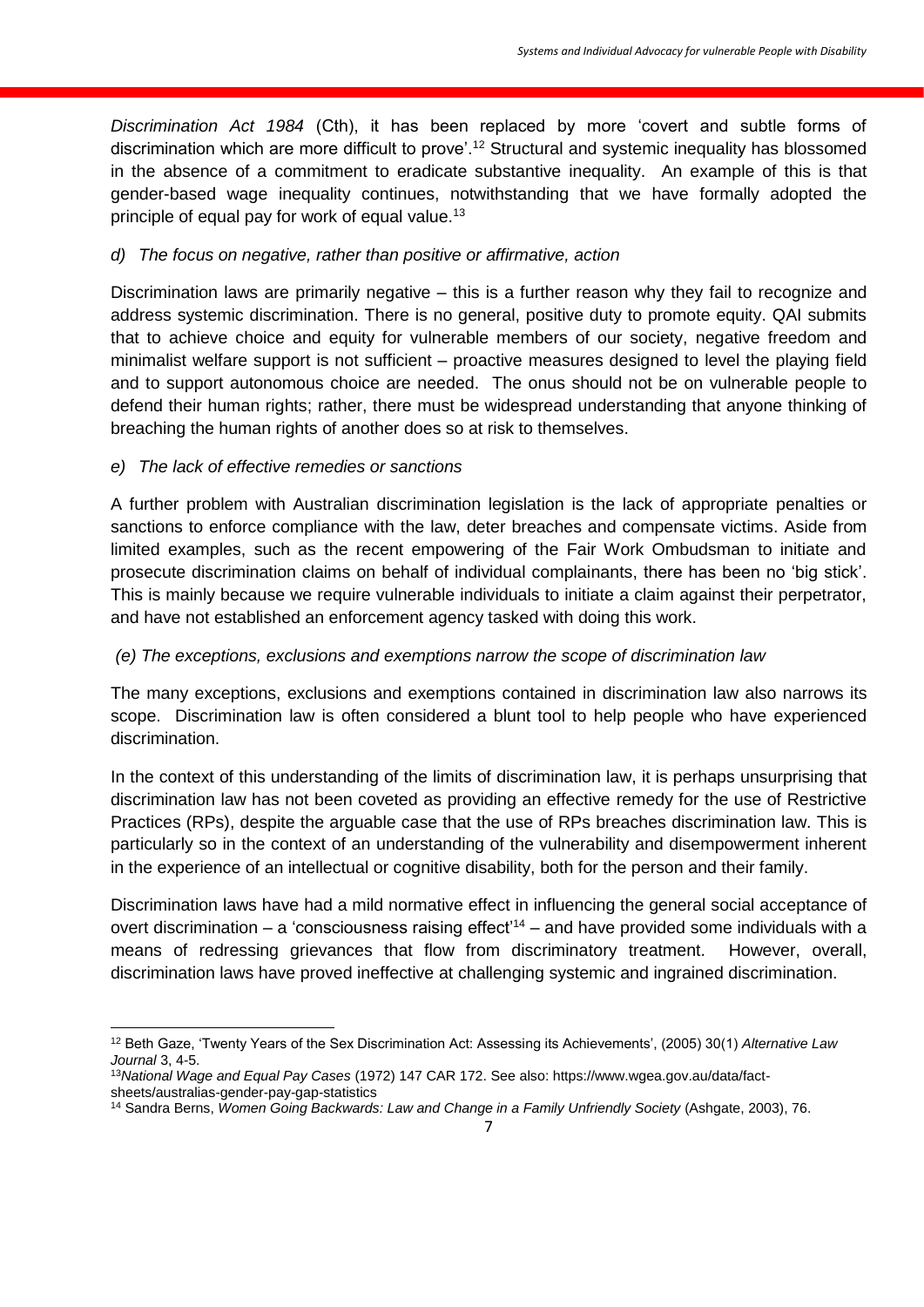*Discrimination Act 1984* (Cth), it has been replaced by more 'covert and subtle forms of discrimination which are more difficult to prove'.[12] Structural and systemic inequality has blossomed in the absence of a commitment to eradicate substantive inequality. An example of this is that gender-based wage inequality continues, notwithstanding that we have formally adopted the principle of equal pay for work of equal value.[13]

*d) The focus on negative, rather than positive or affirmative, action*

Discrimination laws are primarily negative – this is a further reason why they fail to recognize and address systemic discrimination. There is no general, positive duty to promote equity. QAI submits that to achieve choice and equity for vulnerable members of our society, negative freedom and minimalist welfare support is not sufficient – proactive measures designed to level the playing field and to support autonomous choice are needed. The onus should not be on vulnerable people to defend their human rights; rather, there must be widespread understanding that anyone thinking of breaching the human rights of another does so at risk to themselves.

*e) The lack of effective remedies or sanctions*

A further problem with Australian discrimination legislation is the lack of appropriate penalties or sanctions to enforce compliance with the law, deter breaches and compensate victims. Aside from limited examples, such as the recent empowering of the Fair Work Ombudsman to initiate and prosecute discrimination claims on behalf of individual complainants, there has been no 'big stick'. This is mainly because we require vulnerable individuals to initiate a claim against their perpetrator, and have not established an enforcement agency tasked with doing this work.

*(e) The exceptions, exclusions and exemptions narrow the scope of discrimination law*

The many exceptions, exclusions and exemptions contained in discrimination law also narrows its scope. Discrimination law is often considered a blunt tool to help people who have experienced discrimination.

In the context of this understanding of the limits of discrimination law, it is perhaps unsurprising that discrimination law has not been coveted as providing an effective remedy for the use of Restrictive Practices (RPs), despite the arguable case that the use of RPs breaches discrimination law. This is particularly so in the context of an understanding of the vulnerability and disempowerment inherent in the experience of an intellectual or cognitive disability, both for the person and their family.

Discrimination laws have had a mild normative effect in influencing the general social acceptance of overt discrimination – a 'consciousness raising effect'[14] – and have provided some individuals with a means of redressing grievances that flow from discriminatory treatment. However, overall, discrimination laws have proved ineffective at challenging systemic and ingrained discrimination.

---

[12] Beth Gaze, 'Twenty Years of the Sex Discrimination Act: Assessing its Achievements', (2005) 30(1) *Alternative Law Journal* 3, 4-5.

[13] *National Wage and Equal Pay Cases* (1972) 147 CAR 172. See also: https://www.wgea.gov.au/data/fact-sheets/australias-gender-pay-gap-statistics

[14] Sandra Berns, *Women Going Backwards: Law and Change in a Family Unfriendly Society* (Ashgate, 2003), 76.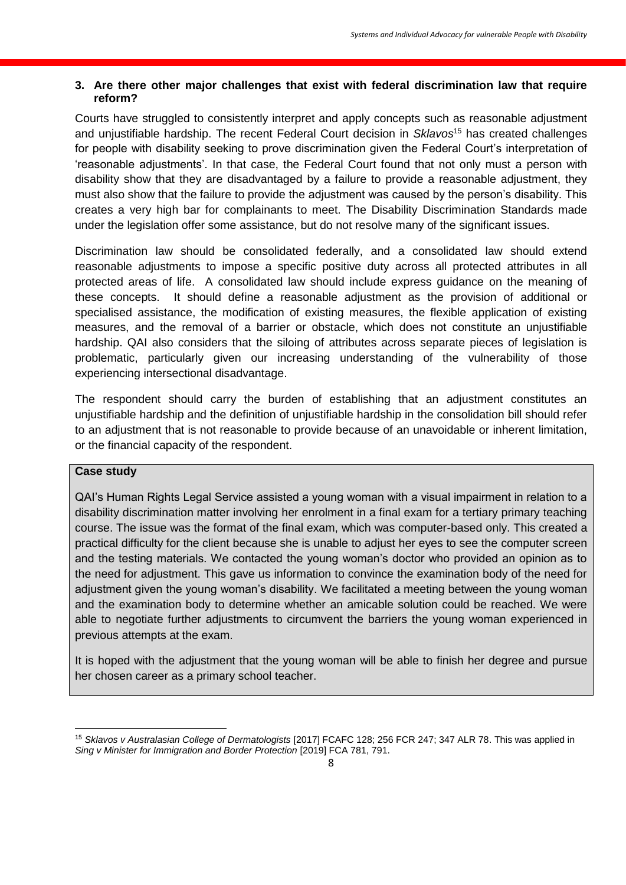### 3. Are there other major challenges that exist with federal discrimination law that require reform?

Courts have struggled to consistently interpret and apply concepts such as reasonable adjustment and unjustifiable hardship. The recent Federal Court decision in *Sklavos*[15] has created challenges for people with disability seeking to prove discrimination given the Federal Court's interpretation of 'reasonable adjustments'. In that case, the Federal Court found that not only must a person with disability show that they are disadvantaged by a failure to provide a reasonable adjustment, they must also show that the failure to provide the adjustment was caused by the person's disability. This creates a very high bar for complainants to meet. The Disability Discrimination Standards made under the legislation offer some assistance, but do not resolve many of the significant issues.

Discrimination law should be consolidated federally, and a consolidated law should extend reasonable adjustments to impose a specific positive duty across all protected attributes in all protected areas of life. A consolidated law should include express guidance on the meaning of these concepts. It should define a reasonable adjustment as the provision of additional or specialised assistance, the modification of existing measures, the flexible application of existing measures, and the removal of a barrier or obstacle, which does not constitute an unjustifiable hardship. QAI also considers that the siloing of attributes across separate pieces of legislation is problematic, particularly given our increasing understanding of the vulnerability of those experiencing intersectional disadvantage.

The respondent should carry the burden of establishing that an adjustment constitutes an unjustifiable hardship and the definition of unjustifiable hardship in the consolidation bill should refer to an adjustment that is not reasonable to provide because of an unavoidable or inherent limitation, or the financial capacity of the respondent.

**Case study**

QAI's Human Rights Legal Service assisted a young woman with a visual impairment in relation to a disability discrimination matter involving her enrolment in a final exam for a tertiary primary teaching course. The issue was the format of the final exam, which was computer-based only. This created a practical difficulty for the client because she is unable to adjust her eyes to see the computer screen and the testing materials. We contacted the young woman's doctor who provided an opinion as to the need for adjustment. This gave us information to convince the examination body of the need for adjustment given the young woman's disability. We facilitated a meeting between the young woman and the examination body to determine whether an amicable solution could be reached. We were able to negotiate further adjustments to circumvent the barriers the young woman experienced in previous attempts at the exam.

It is hoped with the adjustment that the young woman will be able to finish her degree and pursue her chosen career as a primary school teacher.

---

[15] *Sklavos v Australasian College of Dermatologists* [2017] FCAFC 128; 256 FCR 247; 347 ALR 78. This was applied in *Sing v Minister for Immigration and Border Protection* [2019] FCA 781, 791.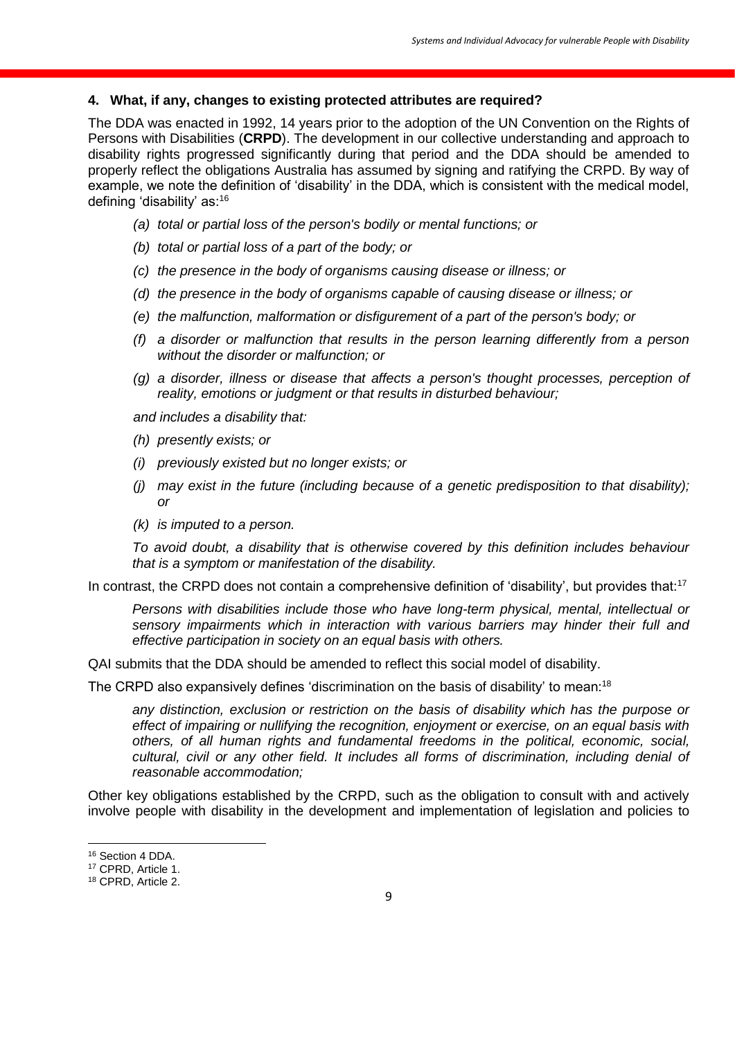#### 4. What, if any, changes to existing protected attributes are required?

The DDA was enacted in 1992, 14 years prior to the adoption of the UN Convention on the Rights of Persons with Disabilities (**CRPD**). The development in our collective understanding and approach to disability rights progressed significantly during that period and the DDA should be amended to properly reflect the obligations Australia has assumed by signing and ratifying the CRPD. By way of example, we note the definition of 'disability' in the DDA, which is consistent with the medical model, defining 'disability' as:[16]

> *(a) total or partial loss of the person's bodily or mental functions; or*
>
> *(b) total or partial loss of a part of the body; or*
>
> *(c) the presence in the body of organisms causing disease or illness; or*
>
> *(d) the presence in the body of organisms capable of causing disease or illness; or*
>
> *(e) the malfunction, malformation or disfigurement of a part of the person's body; or*
>
> *(f) a disorder or malfunction that results in the person learning differently from a person without the disorder or malfunction; or*
>
> *(g) a disorder, illness or disease that affects a person's thought processes, perception of reality, emotions or judgment or that results in disturbed behaviour;*
>
> *and includes a disability that:*
>
> *(h) presently exists; or*
>
> *(i) previously existed but no longer exists; or*
>
> *(j) may exist in the future (including because of a genetic predisposition to that disability); or*
>
> *(k) is imputed to a person.*
>
> *To avoid doubt, a disability that is otherwise covered by this definition includes behaviour that is a symptom or manifestation of the disability.*

In contrast, the CRPD does not contain a comprehensive definition of 'disability', but provides that:[17]

> *Persons with disabilities include those who have long-term physical, mental, intellectual or sensory impairments which in interaction with various barriers may hinder their full and effective participation in society on an equal basis with others.*

QAI submits that the DDA should be amended to reflect this social model of disability.

The CRPD also expansively defines 'discrimination on the basis of disability' to mean:[18]

> *any distinction, exclusion or restriction on the basis of disability which has the purpose or effect of impairing or nullifying the recognition, enjoyment or exercise, on an equal basis with others, of all human rights and fundamental freedoms in the political, economic, social, cultural, civil or any other field. It includes all forms of discrimination, including denial of reasonable accommodation;*

Other key obligations established by the CRPD, such as the obligation to consult with and actively involve people with disability in the development and implementation of legislation and policies to

---

[16] Section 4 DDA.

[17] CPRD, Article 1.

[18] CPRD, Article 2.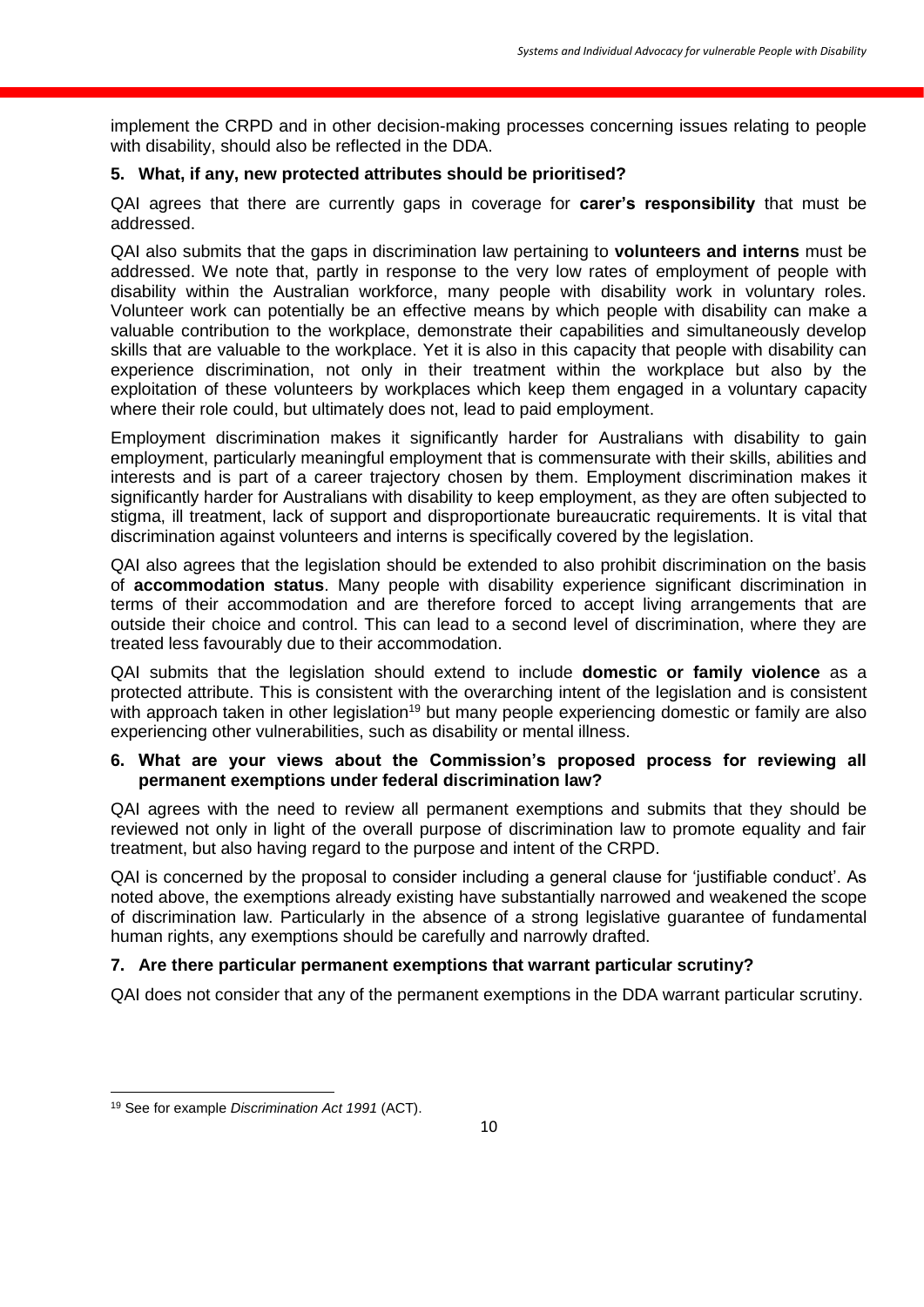implement the CRPD and in other decision-making processes concerning issues relating to people with disability, should also be reflected in the DDA.

**5. What, if any, new protected attributes should be prioritised?**

QAI agrees that there are currently gaps in coverage for **carer's responsibility** that must be addressed.

QAI also submits that the gaps in discrimination law pertaining to **volunteers and interns** must be addressed. We note that, partly in response to the very low rates of employment of people with disability within the Australian workforce, many people with disability work in voluntary roles. Volunteer work can potentially be an effective means by which people with disability can make a valuable contribution to the workplace, demonstrate their capabilities and simultaneously develop skills that are valuable to the workplace. Yet it is also in this capacity that people with disability can experience discrimination, not only in their treatment within the workplace but also by the exploitation of these volunteers by workplaces which keep them engaged in a voluntary capacity where their role could, but ultimately does not, lead to paid employment.

Employment discrimination makes it significantly harder for Australians with disability to gain employment, particularly meaningful employment that is commensurate with their skills, abilities and interests and is part of a career trajectory chosen by them. Employment discrimination makes it significantly harder for Australians with disability to keep employment, as they are often subjected to stigma, ill treatment, lack of support and disproportionate bureaucratic requirements. It is vital that discrimination against volunteers and interns is specifically covered by the legislation.

QAI also agrees that the legislation should be extended to also prohibit discrimination on the basis of **accommodation status**. Many people with disability experience significant discrimination in terms of their accommodation and are therefore forced to accept living arrangements that are outside their choice and control. This can lead to a second level of discrimination, where they are treated less favourably due to their accommodation.

QAI submits that the legislation should extend to include **domestic or family violence** as a protected attribute. This is consistent with the overarching intent of the legislation and is consistent with approach taken in other legislation[19] but many people experiencing domestic or family are also experiencing other vulnerabilities, such as disability or mental illness.

**6. What are your views about the Commission's proposed process for reviewing all permanent exemptions under federal discrimination law?**

QAI agrees with the need to review all permanent exemptions and submits that they should be reviewed not only in light of the overall purpose of discrimination law to promote equality and fair treatment, but also having regard to the purpose and intent of the CRPD.

QAI is concerned by the proposal to consider including a general clause for 'justifiable conduct'. As noted above, the exemptions already existing have substantially narrowed and weakened the scope of discrimination law. Particularly in the absence of a strong legislative guarantee of fundamental human rights, any exemptions should be carefully and narrowly drafted.

**7. Are there particular permanent exemptions that warrant particular scrutiny?**

QAI does not consider that any of the permanent exemptions in the DDA warrant particular scrutiny.

---

[19] See for example *Discrimination Act 1991* (ACT).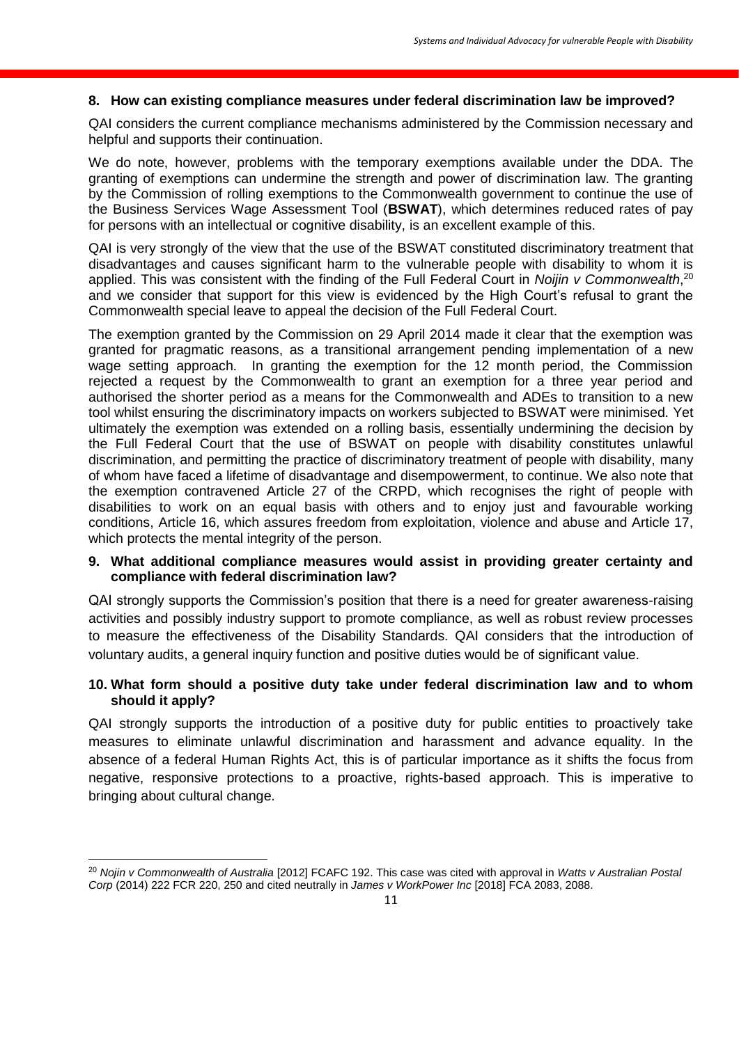**8. How can existing compliance measures under federal discrimination law be improved?**

QAI considers the current compliance mechanisms administered by the Commission necessary and helpful and supports their continuation.

We do note, however, problems with the temporary exemptions available under the DDA. The granting of exemptions can undermine the strength and power of discrimination law. The granting by the Commission of rolling exemptions to the Commonwealth government to continue the use of the Business Services Wage Assessment Tool (**BSWAT**), which determines reduced rates of pay for persons with an intellectual or cognitive disability, is an excellent example of this.

QAI is very strongly of the view that the use of the BSWAT constituted discriminatory treatment that disadvantages and causes significant harm to the vulnerable people with disability to whom it is applied. This was consistent with the finding of the Full Federal Court in *Noijin v Commonwealth*,[20] and we consider that support for this view is evidenced by the High Court's refusal to grant the Commonwealth special leave to appeal the decision of the Full Federal Court.

The exemption granted by the Commission on 29 April 2014 made it clear that the exemption was granted for pragmatic reasons, as a transitional arrangement pending implementation of a new wage setting approach. In granting the exemption for the 12 month period, the Commission rejected a request by the Commonwealth to grant an exemption for a three year period and authorised the shorter period as a means for the Commonwealth and ADEs to transition to a new tool whilst ensuring the discriminatory impacts on workers subjected to BSWAT were minimised. Yet ultimately the exemption was extended on a rolling basis, essentially undermining the decision by the Full Federal Court that the use of BSWAT on people with disability constitutes unlawful discrimination, and permitting the practice of discriminatory treatment of people with disability, many of whom have faced a lifetime of disadvantage and disempowerment, to continue. We also note that the exemption contravened Article 27 of the CRPD, which recognises the right of people with disabilities to work on an equal basis with others and to enjoy just and favourable working conditions, Article 16, which assures freedom from exploitation, violence and abuse and Article 17, which protects the mental integrity of the person.

**9. What additional compliance measures would assist in providing greater certainty and compliance with federal discrimination law?**

QAI strongly supports the Commission's position that there is a need for greater awareness-raising activities and possibly industry support to promote compliance, as well as robust review processes to measure the effectiveness of the Disability Standards. QAI considers that the introduction of voluntary audits, a general inquiry function and positive duties would be of significant value.

**10. What form should a positive duty take under federal discrimination law and to whom should it apply?**

QAI strongly supports the introduction of a positive duty for public entities to proactively take measures to eliminate unlawful discrimination and harassment and advance equality. In the absence of a federal Human Rights Act, this is of particular importance as it shifts the focus from negative, responsive protections to a proactive, rights-based approach. This is imperative to bringing about cultural change.

---

[20] *Nojin v Commonwealth of Australia* [2012] FCAFC 192. This case was cited with approval in *Watts v Australian Postal Corp* (2014) 222 FCR 220, 250 and cited neutrally in *James v WorkPower Inc* [2018] FCA 2083, 2088.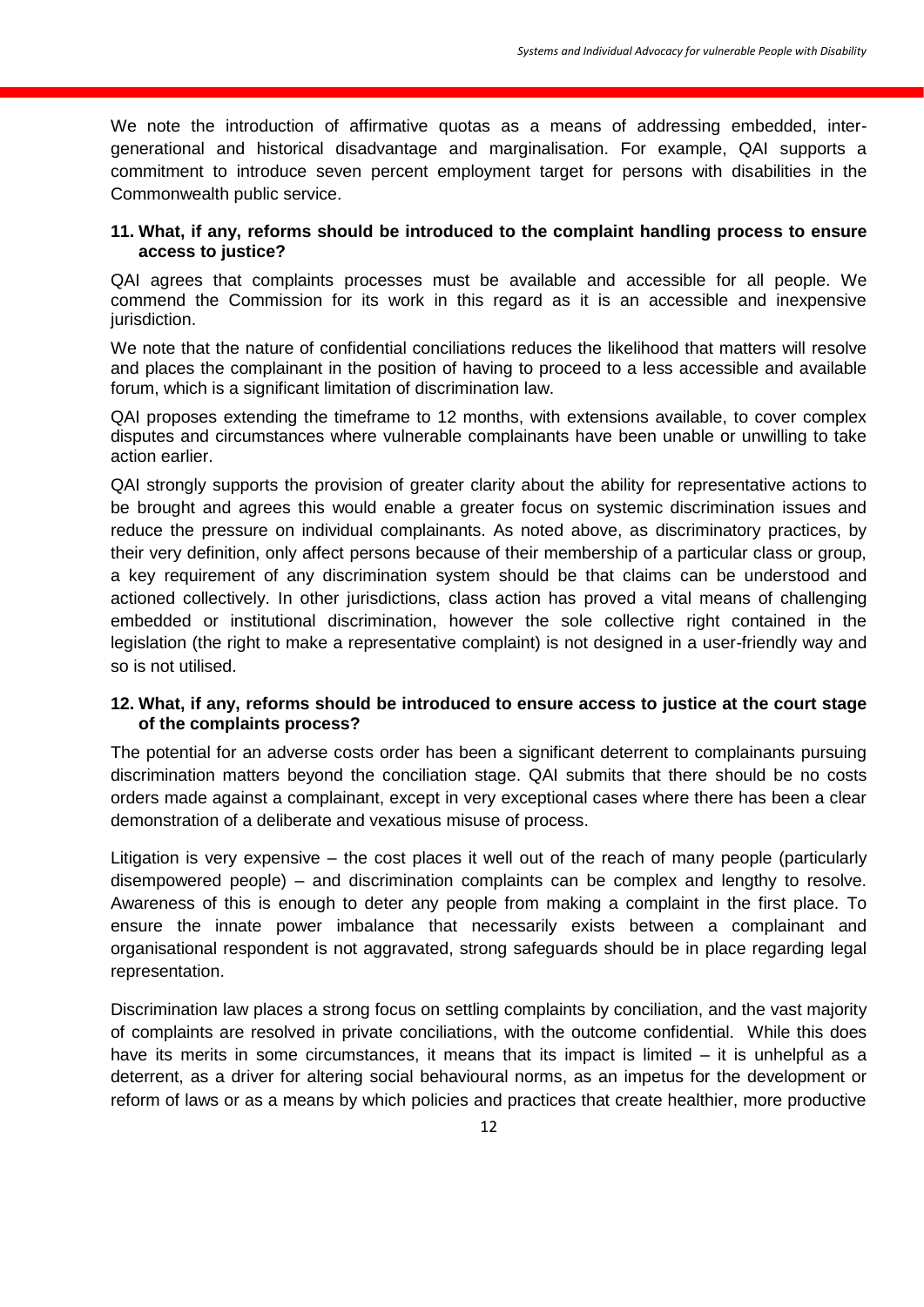We note the introduction of affirmative quotas as a means of addressing embedded, inter-generational and historical disadvantage and marginalisation. For example, QAI supports a commitment to introduce seven percent employment target for persons with disabilities in the Commonwealth public service.

**11. What, if any, reforms should be introduced to the complaint handling process to ensure access to justice?**

QAI agrees that complaints processes must be available and accessible for all people. We commend the Commission for its work in this regard as it is an accessible and inexpensive jurisdiction.

We note that the nature of confidential conciliations reduces the likelihood that matters will resolve and places the complainant in the position of having to proceed to a less accessible and available forum, which is a significant limitation of discrimination law.

QAI proposes extending the timeframe to 12 months, with extensions available, to cover complex disputes and circumstances where vulnerable complainants have been unable or unwilling to take action earlier.

QAI strongly supports the provision of greater clarity about the ability for representative actions to be brought and agrees this would enable a greater focus on systemic discrimination issues and reduce the pressure on individual complainants. As noted above, as discriminatory practices, by their very definition, only affect persons because of their membership of a particular class or group, a key requirement of any discrimination system should be that claims can be understood and actioned collectively. In other jurisdictions, class action has proved a vital means of challenging embedded or institutional discrimination, however the sole collective right contained in the legislation (the right to make a representative complaint) is not designed in a user-friendly way and so is not utilised.

**12. What, if any, reforms should be introduced to ensure access to justice at the court stage of the complaints process?**

The potential for an adverse costs order has been a significant deterrent to complainants pursuing discrimination matters beyond the conciliation stage. QAI submits that there should be no costs orders made against a complainant, except in very exceptional cases where there has been a clear demonstration of a deliberate and vexatious misuse of process.

Litigation is very expensive – the cost places it well out of the reach of many people (particularly disempowered people) – and discrimination complaints can be complex and lengthy to resolve. Awareness of this is enough to deter any people from making a complaint in the first place. To ensure the innate power imbalance that necessarily exists between a complainant and organisational respondent is not aggravated, strong safeguards should be in place regarding legal representation.

Discrimination law places a strong focus on settling complaints by conciliation, and the vast majority of complaints are resolved in private conciliations, with the outcome confidential. While this does have its merits in some circumstances, it means that its impact is limited – it is unhelpful as a deterrent, as a driver for altering social behavioural norms, as an impetus for the development or reform of laws or as a means by which policies and practices that create healthier, more productive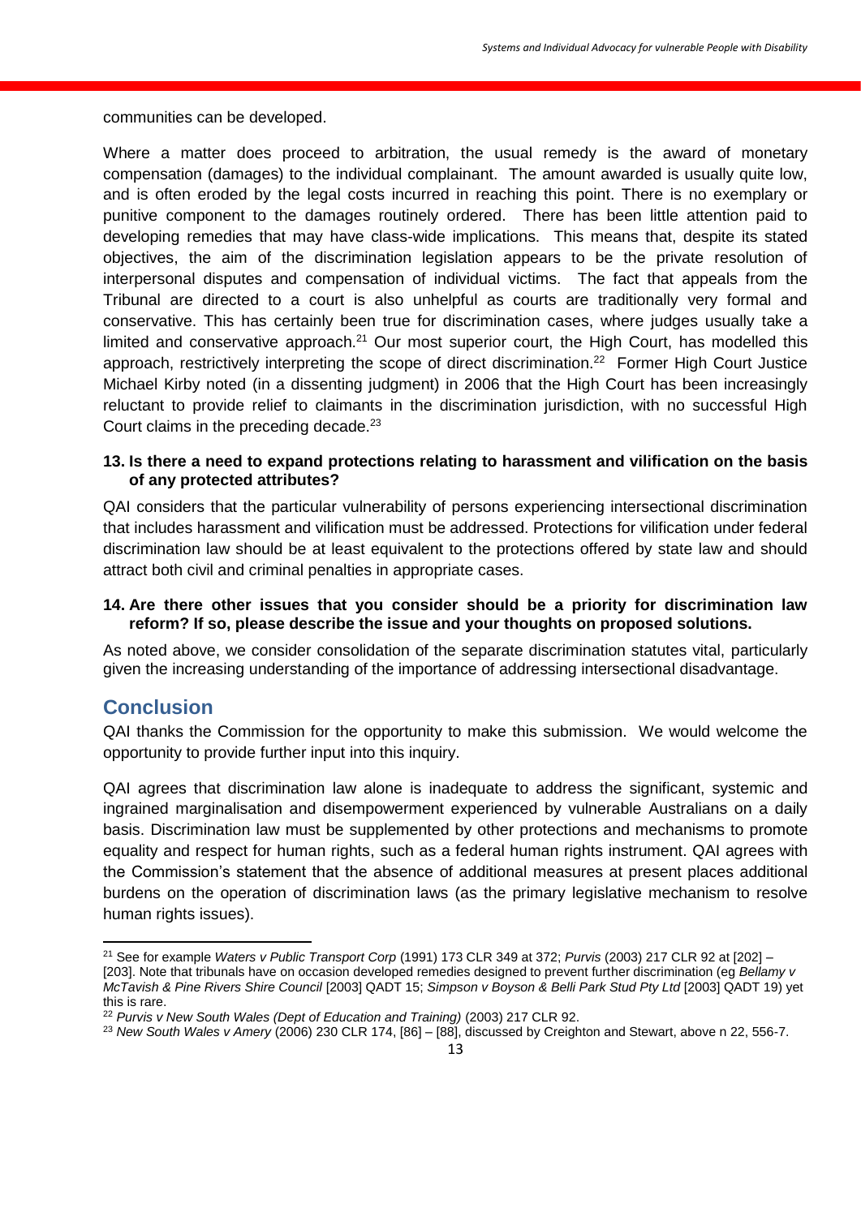communities can be developed.

Where a matter does proceed to arbitration, the usual remedy is the award of monetary compensation (damages) to the individual complainant. The amount awarded is usually quite low, and is often eroded by the legal costs incurred in reaching this point. There is no exemplary or punitive component to the damages routinely ordered. There has been little attention paid to developing remedies that may have class-wide implications. This means that, despite its stated objectives, the aim of the discrimination legislation appears to be the private resolution of interpersonal disputes and compensation of individual victims. The fact that appeals from the Tribunal are directed to a court is also unhelpful as courts are traditionally very formal and conservative. This has certainly been true for discrimination cases, where judges usually take a limited and conservative approach.[21] Our most superior court, the High Court, has modelled this approach, restrictively interpreting the scope of direct discrimination.[22] Former High Court Justice Michael Kirby noted (in a dissenting judgment) in 2006 that the High Court has been increasingly reluctant to provide relief to claimants in the discrimination jurisdiction, with no successful High Court claims in the preceding decade.[23]

**13. Is there a need to expand protections relating to harassment and vilification on the basis of any protected attributes?**

QAI considers that the particular vulnerability of persons experiencing intersectional discrimination that includes harassment and vilification must be addressed. Protections for vilification under federal discrimination law should be at least equivalent to the protections offered by state law and should attract both civil and criminal penalties in appropriate cases.

**14. Are there other issues that you consider should be a priority for discrimination law reform? If so, please describe the issue and your thoughts on proposed solutions.**

As noted above, we consider consolidation of the separate discrimination statutes vital, particularly given the increasing understanding of the importance of addressing intersectional disadvantage.

## Conclusion

QAI thanks the Commission for the opportunity to make this submission. We would welcome the opportunity to provide further input into this inquiry.

QAI agrees that discrimination law alone is inadequate to address the significant, systemic and ingrained marginalisation and disempowerment experienced by vulnerable Australians on a daily basis. Discrimination law must be supplemented by other protections and mechanisms to promote equality and respect for human rights, such as a federal human rights instrument. QAI agrees with the Commission's statement that the absence of additional measures at present places additional burdens on the operation of discrimination laws (as the primary legislative mechanism to resolve human rights issues).

---

[21] See for example *Waters v Public Transport Corp* (1991) 173 CLR 349 at 372; *Purvis* (2003) 217 CLR 92 at [202] – [203]. Note that tribunals have on occasion developed remedies designed to prevent further discrimination (eg *Bellamy v McTavish & Pine Rivers Shire Council* [2003] QADT 15; *Simpson v Boyson & Belli Park Stud Pty Ltd* [2003] QADT 19) yet this is rare.

[22] *Purvis v New South Wales (Dept of Education and Training)* (2003) 217 CLR 92.

[23] *New South Wales v Amery* (2006) 230 CLR 174, [86] – [88], discussed by Creighton and Stewart, above n 22, 556-7.